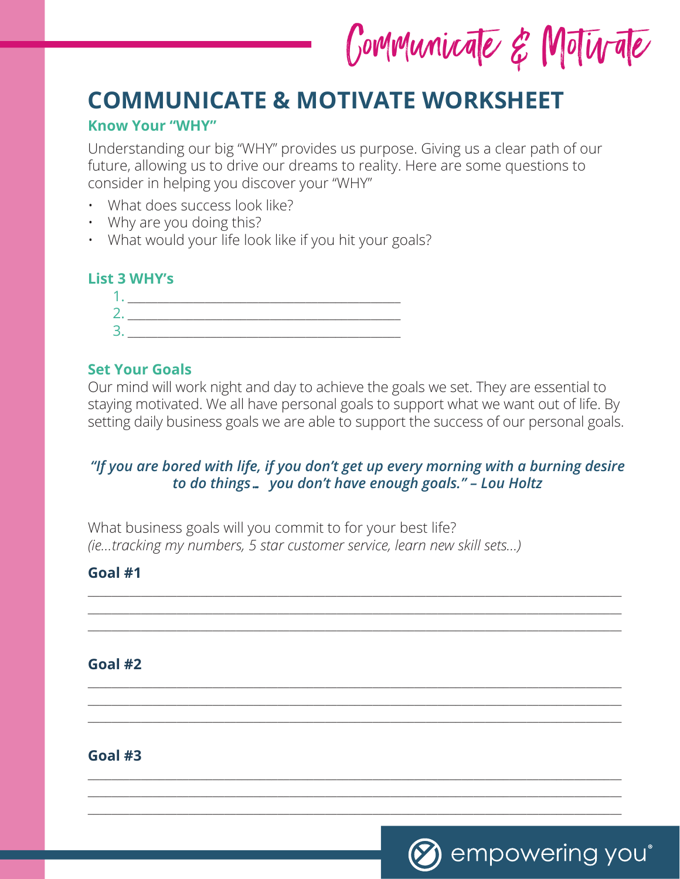Communicate & Motivate

# COMMUNICATE & MOTIVATE WORKSHEET

### Know Your "WHY"

Understanding our big "WHY" provides us purpose. Giving us a clear path of our future, allowing us to drive our dreams to reality. Here are some questions to consider in helping you discover your "WHY"

- What does success look like?
- Why are you doing this?
- What would your life look like if you hit your goals?

### List 3 WHY's

1. ___________________________________________
2. ___________________________________________
3. ___________________________________________

### Set Your Goals

Our mind will work night and day to achieve the goals we set. They are essential to staying motivated. We all have personal goals to support what we want out of life. By setting daily business goals we are able to support the success of our personal goals.

***"If you are bored with life, if you don't get up every morning with a burning desire to do things… you don't have enough goals." – Lou Holtz***

What business goals will you commit to for your best life?
*(ie...tracking my numbers, 5 star customer service, learn new skill sets...)*

**Goal #1**

_____________________________________________________________________________
_____________________________________________________________________________
_____________________________________________________________________________

**Goal #2**

_____________________________________________________________________________
_____________________________________________________________________________
_____________________________________________________________________________

**Goal #3**

_____________________________________________________________________________
_____________________________________________________________________________
_____________________________________________________________________________

empowering you®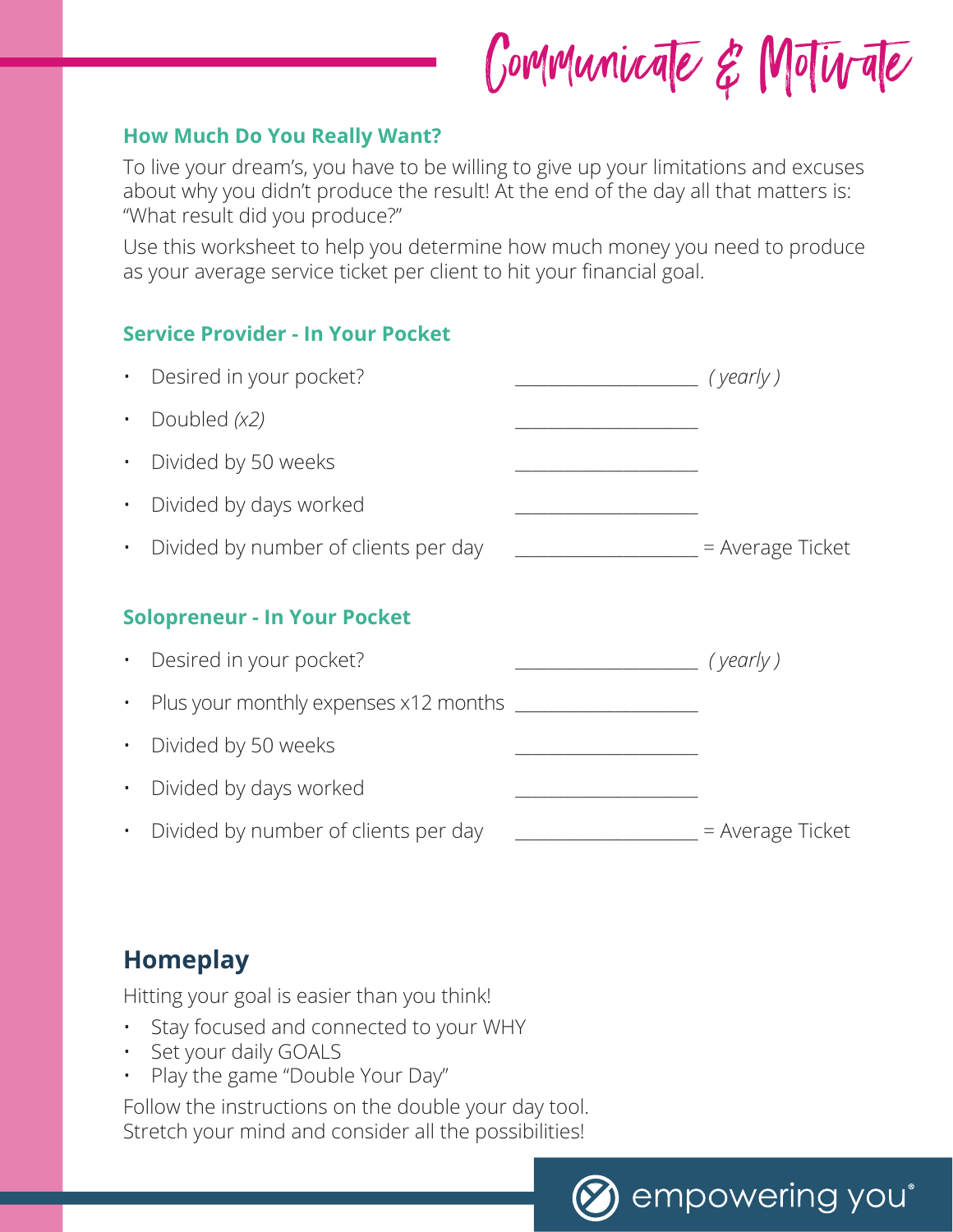# Communicate & Motivate

### How Much Do You Really Want?

To live your dream's, you have to be willing to give up your limitations and excuses about why you didn't produce the result! At the end of the day all that matters is: "What result did you produce?"

Use this worksheet to help you determine how much money you need to produce as your average service ticket per client to hit your financial goal.

### Service Provider - In Your Pocket

- Desired in your pocket? ____________________ *( yearly )*
- Doubled *(x2)* ____________________
- Divided by 50 weeks ____________________
- Divided by days worked ____________________
- Divided by number of clients per day ____________________ = Average Ticket

### Solopreneur - In Your Pocket

- Desired in your pocket? ____________________ *( yearly )*
- Plus your monthly expenses x12 months ____________________
- Divided by 50 weeks ____________________
- Divided by days worked ____________________
- Divided by number of clients per day ____________________ = Average Ticket

## Homeplay

Hitting your goal is easier than you think!

- Stay focused and connected to your WHY
- Set your daily GOALS
- Play the game "Double Your Day"

Follow the instructions on the double your day tool.
Stretch your mind and consider all the possibilities!

empowering you®